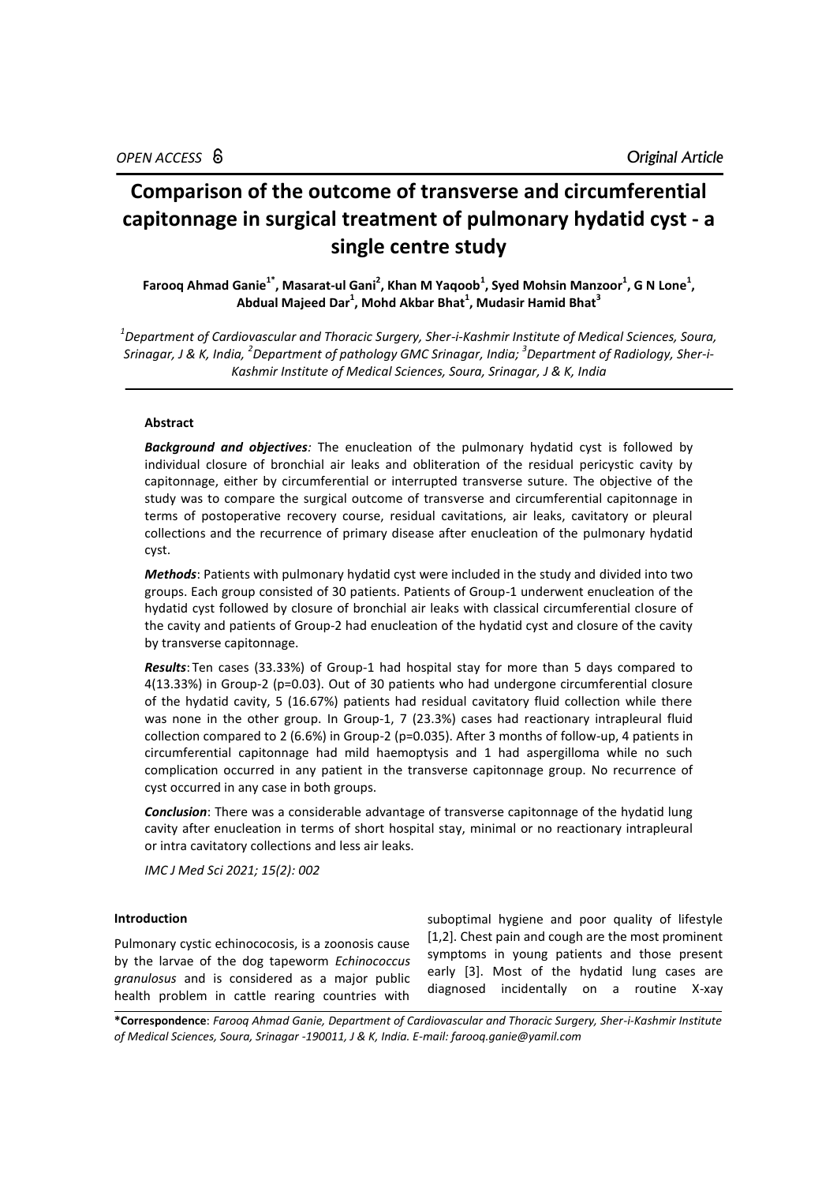OPEN ACCESS

*Original Article*

# Comparison of the outcome of transverse and circumferential capitonnage in surgical treatment of pulmonary hydatid cyst - a single centre study

**Farooq Ahmad Ganie[1*], Masarat-ul Gani[2], Khan M Yaqoob[1], Syed Mohsin Manzoor[1], G N Lone[1], Abdual Majeed Dar[1], Mohd Akbar Bhat[1], Mudasir Hamid Bhat[3]**

*[1]Department of Cardiovascular and Thoracic Surgery, Sher-i-Kashmir Institute of Medical Sciences, Soura, Srinagar, J & K, India, [2]Department of pathology GMC Srinagar, India; [3]Department of Radiology, Sher-i-Kashmir Institute of Medical Sciences, Soura, Srinagar, J & K, India*

### Abstract

***Background and objectives:*** The enucleation of the pulmonary hydatid cyst is followed by individual closure of bronchial air leaks and obliteration of the residual pericystic cavity by capitonnage, either by circumferential or interrupted transverse suture. The objective of the study was to compare the surgical outcome of transverse and circumferential capitonnage in terms of postoperative recovery course, residual cavitations, air leaks, cavitatory or pleural collections and the recurrence of primary disease after enucleation of the pulmonary hydatid cyst.

***Methods***: Patients with pulmonary hydatid cyst were included in the study and divided into two groups. Each group consisted of 30 patients. Patients of Group-1 underwent enucleation of the hydatid cyst followed by closure of bronchial air leaks with classical circumferential closure of the cavity and patients of Group-2 had enucleation of the hydatid cyst and closure of the cavity by transverse capitonnage.

***Results***: Ten cases (33.33%) of Group-1 had hospital stay for more than 5 days compared to 4(13.33%) in Group-2 (p=0.03). Out of 30 patients who had undergone circumferential closure of the hydatid cavity, 5 (16.67%) patients had residual cavitatory fluid collection while there was none in the other group. In Group-1, 7 (23.3%) cases had reactionary intrapleural fluid collection compared to 2 (6.6%) in Group-2 (p=0.035). After 3 months of follow-up, 4 patients in circumferential capitonnage had mild haemoptysis and 1 had aspergilloma while no such complication occurred in any patient in the transverse capitonnage group. No recurrence of cyst occurred in any case in both groups.

***Conclusion***: There was a considerable advantage of transverse capitonnage of the hydatid lung cavity after enucleation in terms of short hospital stay, minimal or no reactionary intrapleural or intra cavitatory collections and less air leaks.

*IMC J Med Sci 2021; 15(2): 002*

### Introduction

Pulmonary cystic echinococosis, is a zoonosis cause by the larvae of the dog tapeworm *Echinococcus granulosus* and is considered as a major public health problem in cattle rearing countries with suboptimal hygiene and poor quality of lifestyle [1,2]. Chest pain and cough are the most prominent symptoms in young patients and those present early [3]. Most of the hydatid lung cases are diagnosed incidentally on a routine X-xay

**\*Correspondence**: *Farooq Ahmad Ganie, Department of Cardiovascular and Thoracic Surgery, Sher-i-Kashmir Institute of Medical Sciences, Soura, Srinagar -190011, J & K, India. E-mail: farooq.ganie@yamil.com*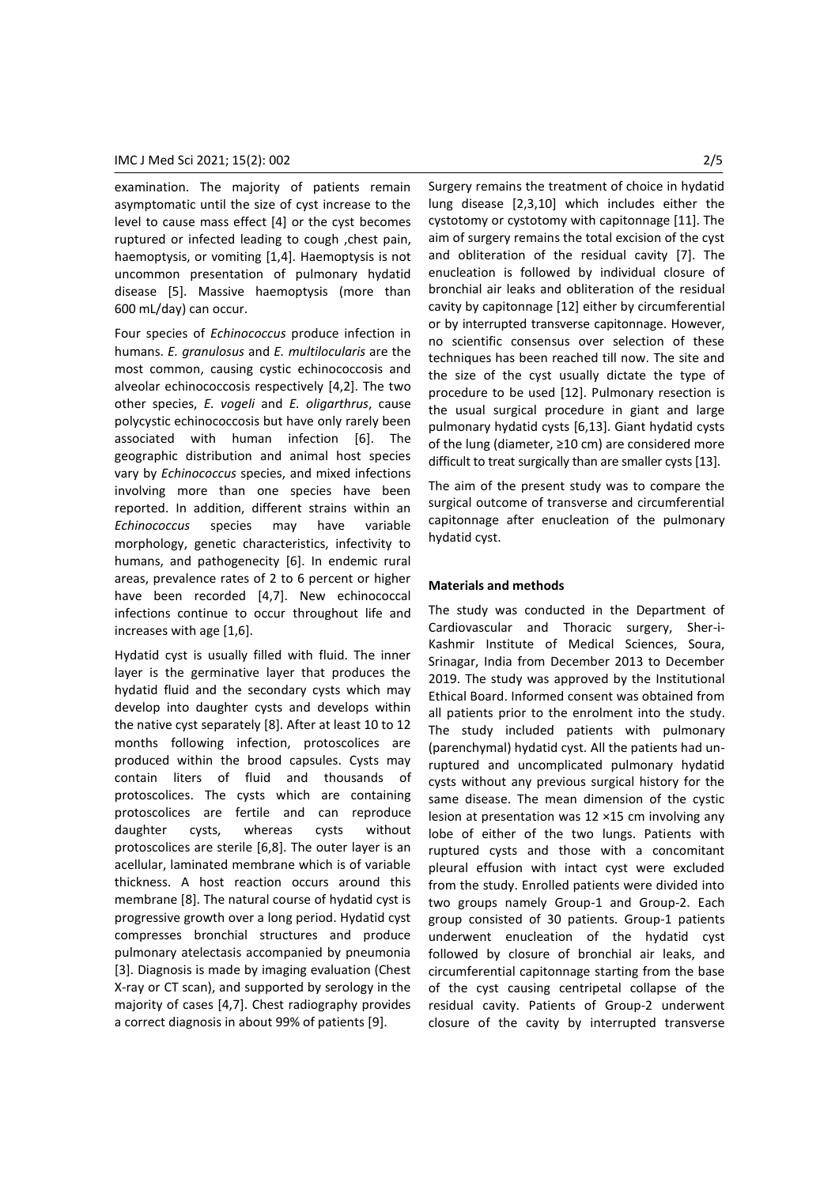examination. The majority of patients remain asymptomatic until the size of cyst increase to the level to cause mass effect [4] or the cyst becomes ruptured or infected leading to cough ,chest pain, haemoptysis, or vomiting [1,4]. Haemoptysis is not uncommon presentation of pulmonary hydatid disease [5]. Massive haemoptysis (more than 600 mL/day) can occur.

Four species of *Echinococcus* produce infection in humans. *E. granulosus* and *E. multilocularis* are the most common, causing cystic echinococcosis and alveolar echinococcosis respectively [4,2]. The two other species, *E. vogeli* and *E. oligarthrus*, cause polycystic echinococcosis but have only rarely been associated with human infection [6]. The geographic distribution and animal host species vary by *Echinococcus* species, and mixed infections involving more than one species have been reported. In addition, different strains within an *Echinococcus* species may have variable morphology, genetic characteristics, infectivity to humans, and pathogenecity [6]. In endemic rural areas, prevalence rates of 2 to 6 percent or higher have been recorded [4,7]. New echinococcal infections continue to occur throughout life and increases with age [1,6].

Hydatid cyst is usually filled with fluid. The inner layer is the germinative layer that produces the hydatid fluid and the secondary cysts which may develop into daughter cysts and develops within the native cyst separately [8]. After at least 10 to 12 months following infection, protoscolices are produced within the brood capsules. Cysts may contain liters of fluid and thousands of protoscolices. The cysts which are containing protoscolices are fertile and can reproduce daughter cysts, whereas cysts without protoscolices are sterile [6,8]. The outer layer is an acellular, laminated membrane which is of variable thickness. A host reaction occurs around this membrane [8]. The natural course of hydatid cyst is progressive growth over a long period. Hydatid cyst compresses bronchial structures and produce pulmonary atelectasis accompanied by pneumonia [3]. Diagnosis is made by imaging evaluation (Chest X-ray or CT scan), and supported by serology in the majority of cases [4,7]. Chest radiography provides a correct diagnosis in about 99% of patients [9].

Surgery remains the treatment of choice in hydatid lung disease [2,3,10] which includes either the cystotomy or cystotomy with capitonnage [11]. The aim of surgery remains the total excision of the cyst and obliteration of the residual cavity [7]. The enucleation is followed by individual closure of bronchial air leaks and obliteration of the residual cavity by capitonnage [12] either by circumferential or by interrupted transverse capitonnage. However, no scientific consensus over selection of these techniques has been reached till now. The site and the size of the cyst usually dictate the type of procedure to be used [12]. Pulmonary resection is the usual surgical procedure in giant and large pulmonary hydatid cysts [6,13]. Giant hydatid cysts of the lung (diameter, ≥10 cm) are considered more difficult to treat surgically than are smaller cysts [13].

The aim of the present study was to compare the surgical outcome of transverse and circumferential capitonnage after enucleation of the pulmonary hydatid cyst.

## Materials and methods

The study was conducted in the Department of Cardiovascular and Thoracic surgery, Sher-i-Kashmir Institute of Medical Sciences, Soura, Srinagar, India from December 2013 to December 2019. The study was approved by the Institutional Ethical Board. Informed consent was obtained from all patients prior to the enrolment into the study. The study included patients with pulmonary (parenchymal) hydatid cyst. All the patients had un-ruptured and uncomplicated pulmonary hydatid cysts without any previous surgical history for the same disease. The mean dimension of the cystic lesion at presentation was 12 ×15 cm involving any lobe of either of the two lungs. Patients with ruptured cysts and those with a concomitant pleural effusion with intact cyst were excluded from the study. Enrolled patients were divided into two groups namely Group-1 and Group-2. Each group consisted of 30 patients. Group-1 patients underwent enucleation of the hydatid cyst followed by closure of bronchial air leaks, and circumferential capitonnage starting from the base of the cyst causing centripetal collapse of the residual cavity. Patients of Group-2 underwent closure of the cavity by interrupted transverse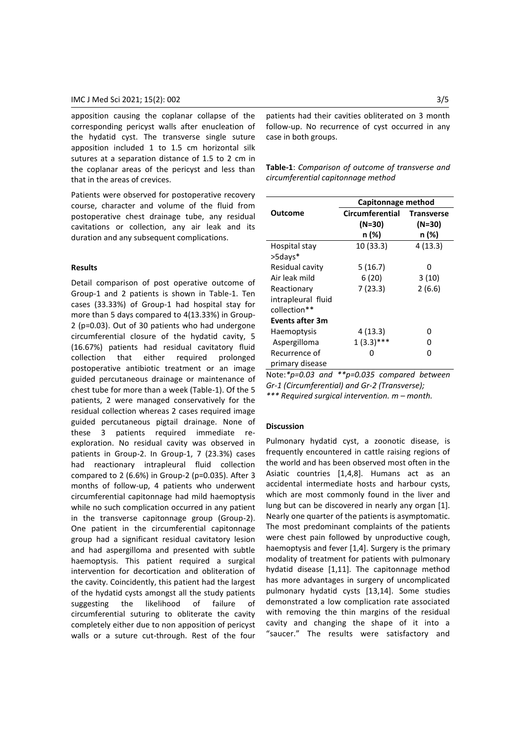apposition causing the coplanar collapse of the corresponding pericyst walls after enucleation of the hydatid cyst. The transverse single suture apposition included 1 to 1.5 cm horizontal silk sutures at a separation distance of 1.5 to 2 cm in the coplanar areas of the pericyst and less than that in the areas of crevices.

Patients were observed for postoperative recovery course, character and volume of the fluid from postoperative chest drainage tube, any residual cavitations or collection, any air leak and its duration and any subsequent complications.

## Results

Detail comparison of post operative outcome of Group-1 and 2 patients is shown in Table-1. Ten cases (33.33%) of Group-1 had hospital stay for more than 5 days compared to 4(13.33%) in Group-2 (p=0.03). Out of 30 patients who had undergone circumferential closure of the hydatid cavity, 5 (16.67%) patients had residual cavitatory fluid collection that either required prolonged postoperative antibiotic treatment or an image guided percutaneous drainage or maintenance of chest tube for more than a week (Table-1). Of the 5 patients, 2 were managed conservatively for the residual collection whereas 2 cases required image guided percutaneous pigtail drainage. None of these 3 patients required immediate re-exploration. No residual cavity was observed in patients in Group-2. In Group-1, 7 (23.3%) cases had reactionary intrapleural fluid collection compared to 2 (6.6%) in Group-2 (p=0.035). After 3 months of follow-up, 4 patients who underwent circumferential capitonnage had mild haemoptysis while no such complication occurred in any patient in the transverse capitonnage group (Group-2). One patient in the circumferential capitonnage group had a significant residual cavitatory lesion and had aspergilloma and presented with subtle haemoptysis. This patient required a surgical intervention for decortication and obliteration of the cavity. Coincidently, this patient had the largest of the hydatid cysts amongst all the study patients suggesting the likelihood of failure of circumferential suturing to obliterate the cavity completely either due to non apposition of pericyst walls or a suture cut-through. Rest of the four patients had their cavities obliterated on 3 month follow-up. No recurrence of cyst occurred in any case in both groups.

**Table-1**: *Comparison of outcome of transverse and circumferential capitonnage method*

| Outcome | Capitonnage method | |
|---|---|---|
| | **Circumferential (N=30) n (%)** | **Transverse (N=30) n (%)** |
| Hospital stay >5days* | 10 (33.3) | 4 (13.3) |
| Residual cavity | 5 (16.7) | 0 |
| Air leak mild | 6 (20) | 3 (10) |
| Reactionary intrapleural fluid collection** | 7 (23.3) | 2 (6.6) |
| **Events after 3m** | | |
| Haemoptysis | 4 (13.3) | 0 |
| Aspergilloma | 1 (3.3)*** | 0 |
| Recurrence of primary disease | 0 | 0 |

Note:*\*p=0.03 and \*\*p=0.035 compared between Gr-1 (Circumferential) and Gr-2 (Transverse); \*\*\* Required surgical intervention. m – month.*

## Discussion

Pulmonary hydatid cyst, a zoonotic disease, is frequently encountered in cattle raising regions of the world and has been observed most often in the Asiatic countries [1,4,8]. Humans act as an accidental intermediate hosts and harbour cysts, which are most commonly found in the liver and lung but can be discovered in nearly any organ [1]. Nearly one quarter of the patients is asymptomatic. The most predominant complaints of the patients were chest pain followed by unproductive cough, haemoptysis and fever [1,4]. Surgery is the primary modality of treatment for patients with pulmonary hydatid disease [1,11]. The capitonnage method has more advantages in surgery of uncomplicated pulmonary hydatid cysts [13,14]. Some studies demonstrated a low complication rate associated with removing the thin margins of the residual cavity and changing the shape of it into a "saucer." The results were satisfactory and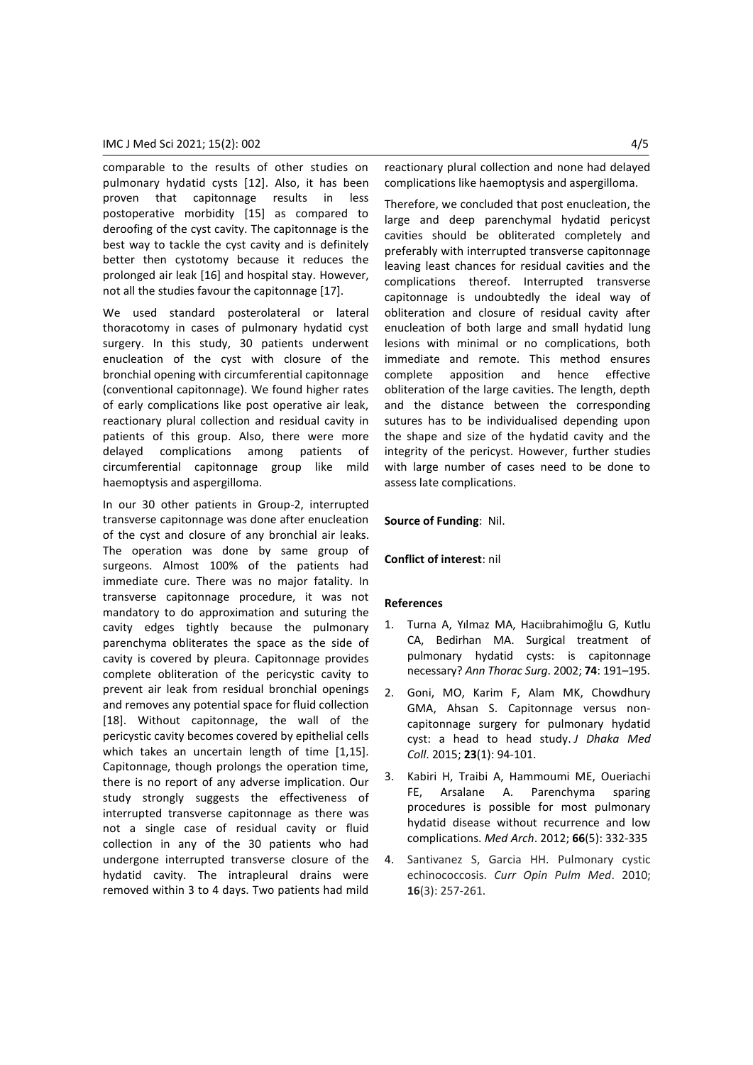comparable to the results of other studies on pulmonary hydatid cysts [12]. Also, it has been proven that capitonnage results in less postoperative morbidity [15] as compared to deroofing of the cyst cavity. The capitonnage is the best way to tackle the cyst cavity and is definitely better then cystotomy because it reduces the prolonged air leak [16] and hospital stay. However, not all the studies favour the capitonnage [17].

We used standard posterolateral or lateral thoracotomy in cases of pulmonary hydatid cyst surgery. In this study, 30 patients underwent enucleation of the cyst with closure of the bronchial opening with circumferential capitonnage (conventional capitonnage). We found higher rates of early complications like post operative air leak, reactionary plural collection and residual cavity in patients of this group. Also, there were more delayed complications among patients of circumferential capitonnage group like mild haemoptysis and aspergilloma.

In our 30 other patients in Group-2, interrupted transverse capitonnage was done after enucleation of the cyst and closure of any bronchial air leaks. The operation was done by same group of surgeons. Almost 100% of the patients had immediate cure. There was no major fatality. In transverse capitonnage procedure, it was not mandatory to do approximation and suturing the cavity edges tightly because the pulmonary parenchyma obliterates the space as the side of cavity is covered by pleura. Capitonnage provides complete obliteration of the pericystic cavity to prevent air leak from residual bronchial openings and removes any potential space for fluid collection [18]. Without capitonnage, the wall of the pericystic cavity becomes covered by epithelial cells which takes an uncertain length of time [1,15]. Capitonnage, though prolongs the operation time, there is no report of any adverse implication. Our study strongly suggests the effectiveness of interrupted transverse capitonnage as there was not a single case of residual cavity or fluid collection in any of the 30 patients who had undergone interrupted transverse closure of the hydatid cavity. The intrapleural drains were removed within 3 to 4 days. Two patients had mild reactionary plural collection and none had delayed complications like haemoptysis and aspergilloma.

Therefore, we concluded that post enucleation, the large and deep parenchymal hydatid pericyst cavities should be obliterated completely and preferably with interrupted transverse capitonnage leaving least chances for residual cavities and the complications thereof. Interrupted transverse capitonnage is undoubtedly the ideal way of obliteration and closure of residual cavity after enucleation of both large and small hydatid lung lesions with minimal or no complications, both immediate and remote. This method ensures complete apposition and hence effective obliteration of the large cavities. The length, depth and the distance between the corresponding sutures has to be individualised depending upon the shape and size of the hydatid cavity and the integrity of the pericyst. However, further studies with large number of cases need to be done to assess late complications.

**Source of Funding**: Nil.

**Conflict of interest**: nil

## References

1. Turna A, Yılmaz MA, Hacıibrahimoğlu G, Kutlu CA, Bedirhan MA. Surgical treatment of pulmonary hydatid cysts: is capitonnage necessary? *Ann Thorac Surg*. 2002; **74**: 191–195.
2. Goni, MO, Karim F, Alam MK, Chowdhury GMA, Ahsan S. Capitonnage versus non-capitonnage surgery for pulmonary hydatid cyst: a head to head study. *J Dhaka Med Coll*. 2015; **23**(1): 94-101.
3. Kabiri H, Traibi A, Hammoumi ME, Oueriachi FE, Arsalane A. Parenchyma sparing procedures is possible for most pulmonary hydatid disease without recurrence and low complications. *Med Arch*. 2012; **66**(5): 332-335
4. Santivanez S, Garcia HH. Pulmonary cystic echinococcosis. *Curr Opin Pulm Med*. 2010; **16**(3): 257-261.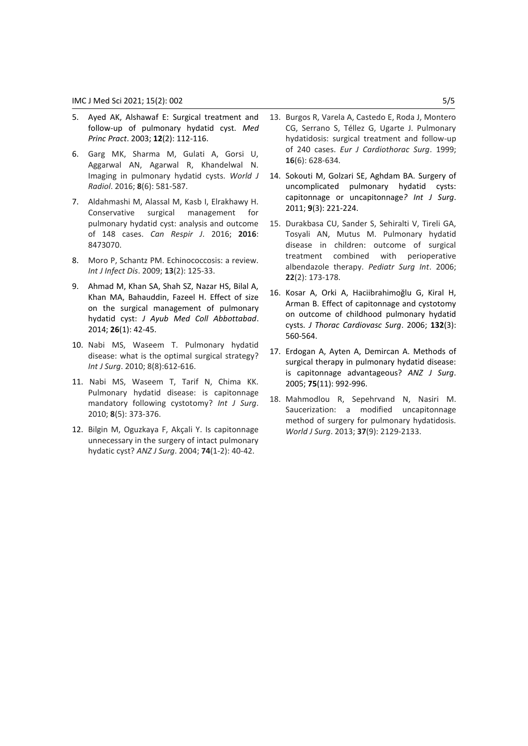5. Ayed AK, Alshawaf E: Surgical treatment and follow-up of pulmonary hydatid cyst. *Med Princ Pract*. 2003; **12**(2): 112-116.

6. Garg MK, Sharma M, Gulati A, Gorsi U, Aggarwal AN, Agarwal R, Khandelwal N. Imaging in pulmonary hydatid cysts. *World J Radiol*. 2016; **8**(6): 581-587.

7. Aldahmashi M, Alassal M, Kasb I, Elrakhawy H. Conservative surgical management for pulmonary hydatid cyst: analysis and outcome of 148 cases. *Can Respir J*. 2016; **2016**: 8473070.

8. Moro P, Schantz PM. Echinococcosis: a review. *Int J Infect Dis*. 2009; **13**(2): 125-33.

9. Ahmad M, Khan SA, Shah SZ, Nazar HS, Bilal A, Khan MA, Bahauddin, Fazeel H. Effect of size on the surgical management of pulmonary hydatid cyst: *J Ayub Med Coll Abbottabad*. 2014; **26**(1): 42-45.

10. Nabi MS, Waseem T. Pulmonary hydatid disease: what is the optimal surgical strategy? *Int J Surg*. 2010; 8(8):612-616.

11. Nabi MS, Waseem T, Tarif N, Chima KK. Pulmonary hydatid disease: is capitonnage mandatory following cystotomy? *Int J Surg*. 2010; **8**(5): 373-376.

12. Bilgin M, Oguzkaya F, Akçali Y. Is capitonnage unnecessary in the surgery of intact pulmonary hydatic cyst? *ANZ J Surg*. 2004; **74**(1-2): 40-42.

13. Burgos R, Varela A, Castedo E, Roda J, Montero CG, Serrano S, Téllez G, Ugarte J. Pulmonary hydatidosis: surgical treatment and follow-up of 240 cases. *Eur J Cardiothorac Surg*. 1999; **16**(6): 628-634.

14. Sokouti M, Golzari SE, Aghdam BA. Surgery of uncomplicated pulmonary hydatid cysts: capitonnage or uncapitonnage*? Int J Surg*. 2011; **9**(3): 221-224.

15. Durakbasa CU, Sander S, Sehiralti V, Tireli GA, Tosyali AN, Mutus M. Pulmonary hydatid disease in children: outcome of surgical treatment combined with perioperative albendazole therapy. *Pediatr Surg Int*. 2006; **22**(2): 173-178.

16. Kosar A, Orki A, Haciibrahimoğlu G, Kiral H, Arman B. Effect of capitonnage and cystotomy on outcome of childhood pulmonary hydatid cysts. *J Thorac Cardiovasc Surg*. 2006; **132**(3): 560-564.

17. Erdogan A, Ayten A, Demircan A. Methods of surgical therapy in pulmonary hydatid disease: is capitonnage advantageous? *ANZ J Surg*. 2005; **75**(11): 992-996.

18. Mahmodlou R, Sepehrvand N, Nasiri M. Saucerization: a modified uncapitonnage method of surgery for pulmonary hydatidosis. *World J Surg*. 2013; **37**(9): 2129-2133.